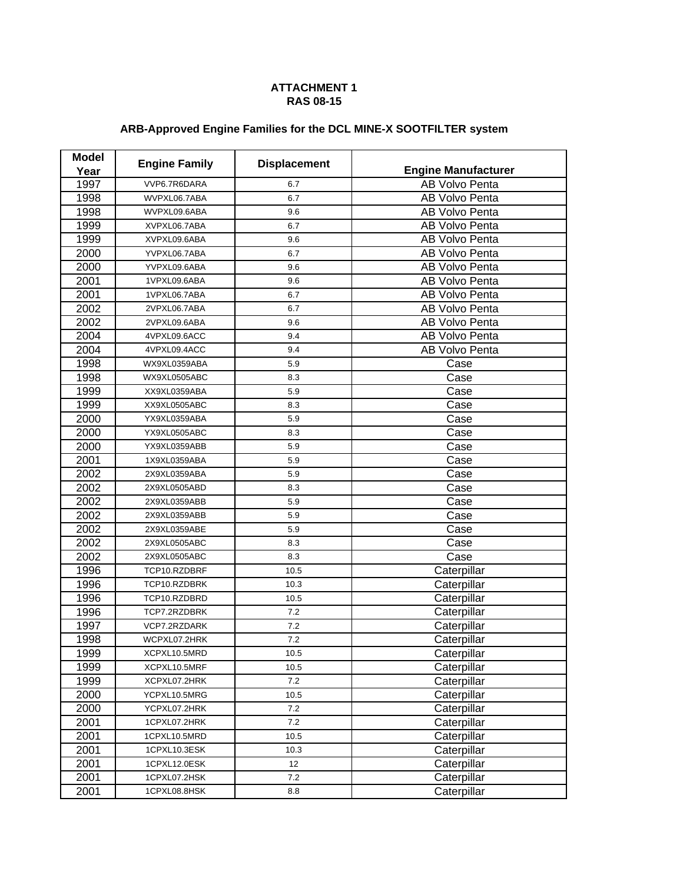**ATTACHMENT 1**
**RAS 08-15**

**ARB-Approved Engine Families for the DCL MINE-X SOOTFILTER system**

| Model Year | Engine Family | Displacement | Engine Manufacturer |
|---|---|---|---|
| 1997 | VVP6.7R6DARA | 6.7 | AB Volvo Penta |
| 1998 | WVPXL06.7ABA | 6.7 | AB Volvo Penta |
| 1998 | WVPXL09.6ABA | 9.6 | AB Volvo Penta |
| 1999 | XVPXL06.7ABA | 6.7 | AB Volvo Penta |
| 1999 | XVPXL09.6ABA | 9.6 | AB Volvo Penta |
| 2000 | YVPXL06.7ABA | 6.7 | AB Volvo Penta |
| 2000 | YVPXL09.6ABA | 9.6 | AB Volvo Penta |
| 2001 | 1VPXL09.6ABA | 9.6 | AB Volvo Penta |
| 2001 | 1VPXL06.7ABA | 6.7 | AB Volvo Penta |
| 2002 | 2VPXL06.7ABA | 6.7 | AB Volvo Penta |
| 2002 | 2VPXL09.6ABA | 9.6 | AB Volvo Penta |
| 2004 | 4VPXL09.6ACC | 9.4 | AB Volvo Penta |
| 2004 | 4VPXL09.4ACC | 9.4 | AB Volvo Penta |
| 1998 | WX9XL0359ABA | 5.9 | Case |
| 1998 | WX9XL0505ABC | 8.3 | Case |
| 1999 | XX9XL0359ABA | 5.9 | Case |
| 1999 | XX9XL0505ABC | 8.3 | Case |
| 2000 | YX9XL0359ABA | 5.9 | Case |
| 2000 | YX9XL0505ABC | 8.3 | Case |
| 2000 | YX9XL0359ABB | 5.9 | Case |
| 2001 | 1X9XL0359ABA | 5.9 | Case |
| 2002 | 2X9XL0359ABA | 5.9 | Case |
| 2002 | 2X9XL0505ABD | 8.3 | Case |
| 2002 | 2X9XL0359ABB | 5.9 | Case |
| 2002 | 2X9XL0359ABB | 5.9 | Case |
| 2002 | 2X9XL0359ABE | 5.9 | Case |
| 2002 | 2X9XL0505ABC | 8.3 | Case |
| 2002 | 2X9XL0505ABC | 8.3 | Case |
| 1996 | TCP10.RZDBRF | 10.5 | Caterpillar |
| 1996 | TCP10.RZDBRK | 10.3 | Caterpillar |
| 1996 | TCP10.RZDBRD | 10.5 | Caterpillar |
| 1996 | TCP7.2RZDBRK | 7.2 | Caterpillar |
| 1997 | VCP7.2RZDARK | 7.2 | Caterpillar |
| 1998 | WCPXL07.2HRK | 7.2 | Caterpillar |
| 1999 | XCPXL10.5MRD | 10.5 | Caterpillar |
| 1999 | XCPXL10.5MRF | 10.5 | Caterpillar |
| 1999 | XCPXL07.2HRK | 7.2 | Caterpillar |
| 2000 | YCPXL10.5MRG | 10.5 | Caterpillar |
| 2000 | YCPXL07.2HRK | 7.2 | Caterpillar |
| 2001 | 1CPXL07.2HRK | 7.2 | Caterpillar |
| 2001 | 1CPXL10.5MRD | 10.5 | Caterpillar |
| 2001 | 1CPXL10.3ESK | 10.3 | Caterpillar |
| 2001 | 1CPXL12.0ESK | 12 | Caterpillar |
| 2001 | 1CPXL07.2HSK | 7.2 | Caterpillar |
| 2001 | 1CPXL08.8HSK | 8.8 | Caterpillar |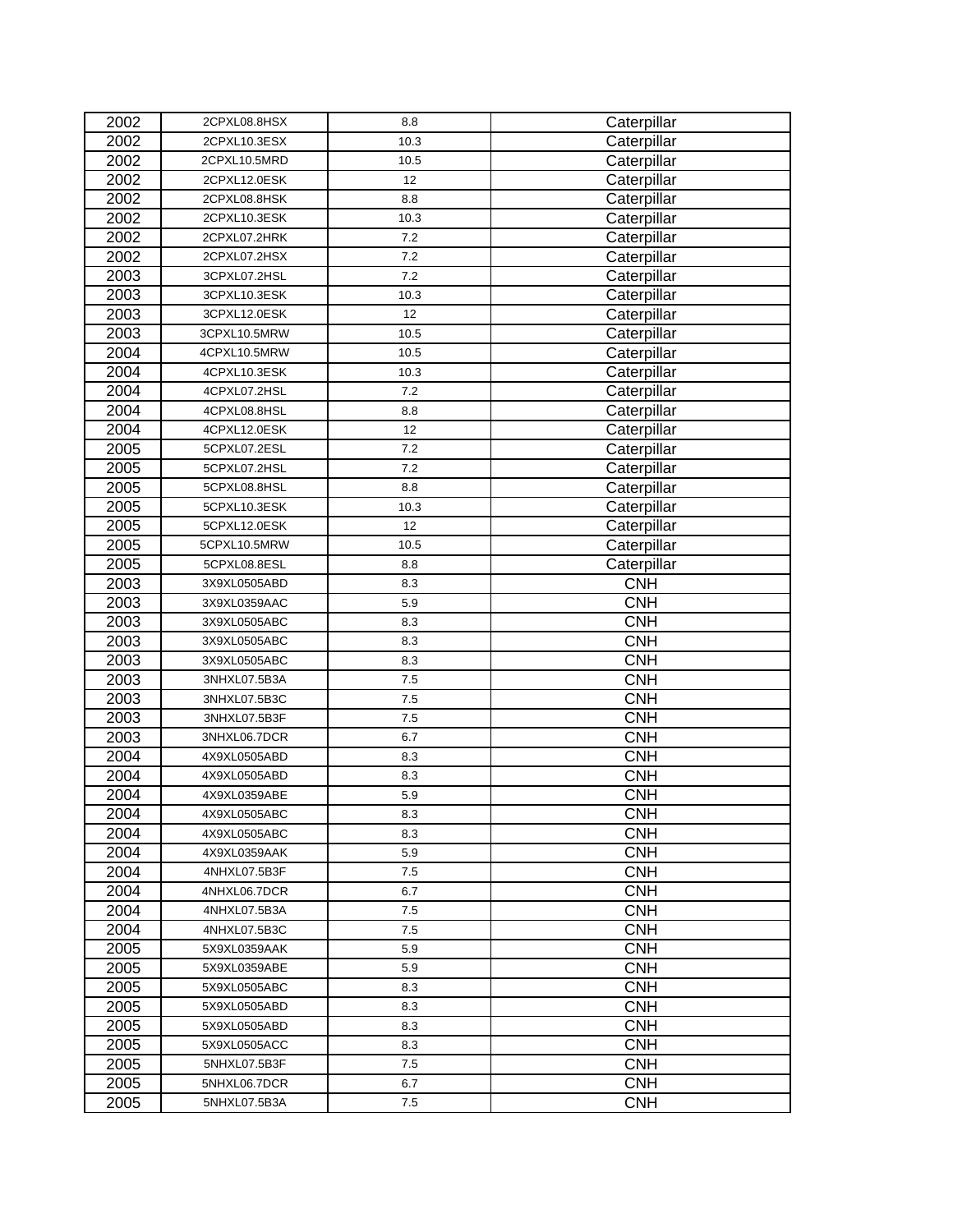| | | | |
|---|---|---|---|
| 2002 | 2CPXL08.8HSX | 8.8 | Caterpillar |
| 2002 | 2CPXL10.3ESX | 10.3 | Caterpillar |
| 2002 | 2CPXL10.5MRD | 10.5 | Caterpillar |
| 2002 | 2CPXL12.0ESK | 12 | Caterpillar |
| 2002 | 2CPXL08.8HSK | 8.8 | Caterpillar |
| 2002 | 2CPXL10.3ESK | 10.3 | Caterpillar |
| 2002 | 2CPXL07.2HRK | 7.2 | Caterpillar |
| 2002 | 2CPXL07.2HSX | 7.2 | Caterpillar |
| 2003 | 3CPXL07.2HSL | 7.2 | Caterpillar |
| 2003 | 3CPXL10.3ESK | 10.3 | Caterpillar |
| 2003 | 3CPXL12.0ESK | 12 | Caterpillar |
| 2003 | 3CPXL10.5MRW | 10.5 | Caterpillar |
| 2004 | 4CPXL10.5MRW | 10.5 | Caterpillar |
| 2004 | 4CPXL10.3ESK | 10.3 | Caterpillar |
| 2004 | 4CPXL07.2HSL | 7.2 | Caterpillar |
| 2004 | 4CPXL08.8HSL | 8.8 | Caterpillar |
| 2004 | 4CPXL12.0ESK | 12 | Caterpillar |
| 2005 | 5CPXL07.2ESL | 7.2 | Caterpillar |
| 2005 | 5CPXL07.2HSL | 7.2 | Caterpillar |
| 2005 | 5CPXL08.8HSL | 8.8 | Caterpillar |
| 2005 | 5CPXL10.3ESK | 10.3 | Caterpillar |
| 2005 | 5CPXL12.0ESK | 12 | Caterpillar |
| 2005 | 5CPXL10.5MRW | 10.5 | Caterpillar |
| 2005 | 5CPXL08.8ESL | 8.8 | Caterpillar |
| 2003 | 3X9XL0505ABD | 8.3 | CNH |
| 2003 | 3X9XL0359AAC | 5.9 | CNH |
| 2003 | 3X9XL0505ABC | 8.3 | CNH |
| 2003 | 3X9XL0505ABC | 8.3 | CNH |
| 2003 | 3X9XL0505ABC | 8.3 | CNH |
| 2003 | 3NHXL07.5B3A | 7.5 | CNH |
| 2003 | 3NHXL07.5B3C | 7.5 | CNH |
| 2003 | 3NHXL07.5B3F | 7.5 | CNH |
| 2003 | 3NHXL06.7DCR | 6.7 | CNH |
| 2004 | 4X9XL0505ABD | 8.3 | CNH |
| 2004 | 4X9XL0505ABD | 8.3 | CNH |
| 2004 | 4X9XL0359ABE | 5.9 | CNH |
| 2004 | 4X9XL0505ABC | 8.3 | CNH |
| 2004 | 4X9XL0505ABC | 8.3 | CNH |
| 2004 | 4X9XL0359AAK | 5.9 | CNH |
| 2004 | 4NHXL07.5B3F | 7.5 | CNH |
| 2004 | 4NHXL06.7DCR | 6.7 | CNH |
| 2004 | 4NHXL07.5B3A | 7.5 | CNH |
| 2004 | 4NHXL07.5B3C | 7.5 | CNH |
| 2005 | 5X9XL0359AAK | 5.9 | CNH |
| 2005 | 5X9XL0359ABE | 5.9 | CNH |
| 2005 | 5X9XL0505ABC | 8.3 | CNH |
| 2005 | 5X9XL0505ABD | 8.3 | CNH |
| 2005 | 5X9XL0505ABD | 8.3 | CNH |
| 2005 | 5X9XL0505ACC | 8.3 | CNH |
| 2005 | 5NHXL07.5B3F | 7.5 | CNH |
| 2005 | 5NHXL06.7DCR | 6.7 | CNH |
| 2005 | 5NHXL07.5B3A | 7.5 | CNH |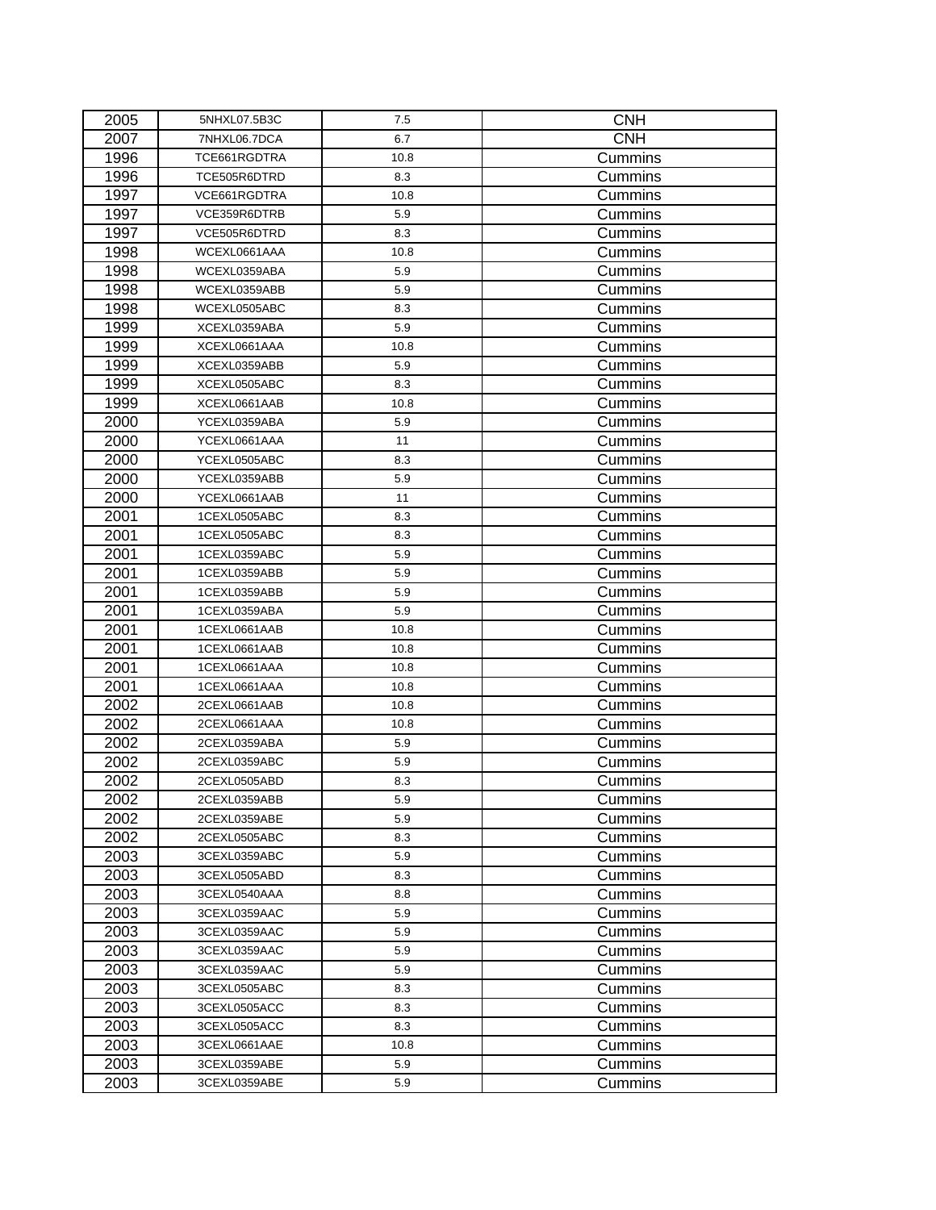| | | | |
|---|---|---|---|
| 2005 | 5NHXL07.5B3C | 7.5 | CNH |
| 2007 | 7NHXL06.7DCA | 6.7 | CNH |
| 1996 | TCE661RGDTRA | 10.8 | Cummins |
| 1996 | TCE505R6DTRD | 8.3 | Cummins |
| 1997 | VCE661RGDTRA | 10.8 | Cummins |
| 1997 | VCE359R6DTRB | 5.9 | Cummins |
| 1997 | VCE505R6DTRD | 8.3 | Cummins |
| 1998 | WCEXL0661AAA | 10.8 | Cummins |
| 1998 | WCEXL0359ABA | 5.9 | Cummins |
| 1998 | WCEXL0359ABB | 5.9 | Cummins |
| 1998 | WCEXL0505ABC | 8.3 | Cummins |
| 1999 | XCEXL0359ABA | 5.9 | Cummins |
| 1999 | XCEXL0661AAA | 10.8 | Cummins |
| 1999 | XCEXL0359ABB | 5.9 | Cummins |
| 1999 | XCEXL0505ABC | 8.3 | Cummins |
| 1999 | XCEXL0661AAB | 10.8 | Cummins |
| 2000 | YCEXL0359ABA | 5.9 | Cummins |
| 2000 | YCEXL0661AAA | 11 | Cummins |
| 2000 | YCEXL0505ABC | 8.3 | Cummins |
| 2000 | YCEXL0359ABB | 5.9 | Cummins |
| 2000 | YCEXL0661AAB | 11 | Cummins |
| 2001 | 1CEXL0505ABC | 8.3 | Cummins |
| 2001 | 1CEXL0505ABC | 8.3 | Cummins |
| 2001 | 1CEXL0359ABC | 5.9 | Cummins |
| 2001 | 1CEXL0359ABB | 5.9 | Cummins |
| 2001 | 1CEXL0359ABB | 5.9 | Cummins |
| 2001 | 1CEXL0359ABA | 5.9 | Cummins |
| 2001 | 1CEXL0661AAB | 10.8 | Cummins |
| 2001 | 1CEXL0661AAB | 10.8 | Cummins |
| 2001 | 1CEXL0661AAA | 10.8 | Cummins |
| 2001 | 1CEXL0661AAA | 10.8 | Cummins |
| 2002 | 2CEXL0661AAB | 10.8 | Cummins |
| 2002 | 2CEXL0661AAA | 10.8 | Cummins |
| 2002 | 2CEXL0359ABA | 5.9 | Cummins |
| 2002 | 2CEXL0359ABC | 5.9 | Cummins |
| 2002 | 2CEXL0505ABD | 8.3 | Cummins |
| 2002 | 2CEXL0359ABB | 5.9 | Cummins |
| 2002 | 2CEXL0359ABE | 5.9 | Cummins |
| 2002 | 2CEXL0505ABC | 8.3 | Cummins |
| 2003 | 3CEXL0359ABC | 5.9 | Cummins |
| 2003 | 3CEXL0505ABD | 8.3 | Cummins |
| 2003 | 3CEXL0540AAA | 8.8 | Cummins |
| 2003 | 3CEXL0359AAC | 5.9 | Cummins |
| 2003 | 3CEXL0359AAC | 5.9 | Cummins |
| 2003 | 3CEXL0359AAC | 5.9 | Cummins |
| 2003 | 3CEXL0359AAC | 5.9 | Cummins |
| 2003 | 3CEXL0505ABC | 8.3 | Cummins |
| 2003 | 3CEXL0505ACC | 8.3 | Cummins |
| 2003 | 3CEXL0505ACC | 8.3 | Cummins |
| 2003 | 3CEXL0661AAE | 10.8 | Cummins |
| 2003 | 3CEXL0359ABE | 5.9 | Cummins |
| 2003 | 3CEXL0359ABE | 5.9 | Cummins |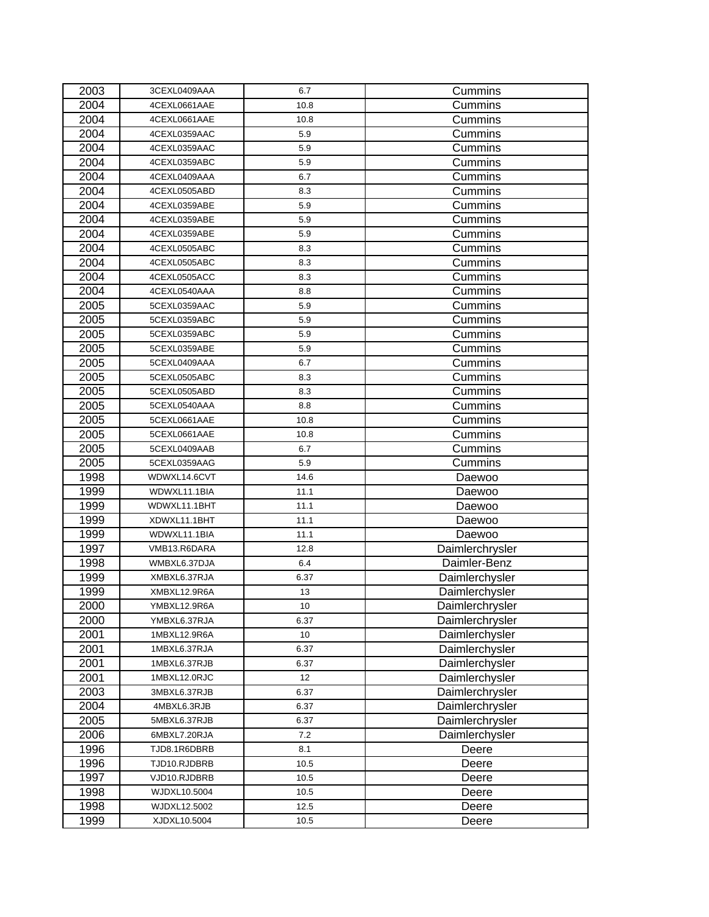| | | | |
|---|---|---|---|
| 2003 | 3CEXL0409AAA | 6.7 | Cummins |
| 2004 | 4CEXL0661AAE | 10.8 | Cummins |
| 2004 | 4CEXL0661AAE | 10.8 | Cummins |
| 2004 | 4CEXL0359AAC | 5.9 | Cummins |
| 2004 | 4CEXL0359AAC | 5.9 | Cummins |
| 2004 | 4CEXL0359ABC | 5.9 | Cummins |
| 2004 | 4CEXL0409AAA | 6.7 | Cummins |
| 2004 | 4CEXL0505ABD | 8.3 | Cummins |
| 2004 | 4CEXL0359ABE | 5.9 | Cummins |
| 2004 | 4CEXL0359ABE | 5.9 | Cummins |
| 2004 | 4CEXL0359ABE | 5.9 | Cummins |
| 2004 | 4CEXL0505ABC | 8.3 | Cummins |
| 2004 | 4CEXL0505ABC | 8.3 | Cummins |
| 2004 | 4CEXL0505ACC | 8.3 | Cummins |
| 2004 | 4CEXL0540AAA | 8.8 | Cummins |
| 2005 | 5CEXL0359AAC | 5.9 | Cummins |
| 2005 | 5CEXL0359ABC | 5.9 | Cummins |
| 2005 | 5CEXL0359ABC | 5.9 | Cummins |
| 2005 | 5CEXL0359ABE | 5.9 | Cummins |
| 2005 | 5CEXL0409AAA | 6.7 | Cummins |
| 2005 | 5CEXL0505ABC | 8.3 | Cummins |
| 2005 | 5CEXL0505ABD | 8.3 | Cummins |
| 2005 | 5CEXL0540AAA | 8.8 | Cummins |
| 2005 | 5CEXL0661AAE | 10.8 | Cummins |
| 2005 | 5CEXL0661AAE | 10.8 | Cummins |
| 2005 | 5CEXL0409AAB | 6.7 | Cummins |
| 2005 | 5CEXL0359AAG | 5.9 | Cummins |
| 1998 | WDWXL14.6CVT | 14.6 | Daewoo |
| 1999 | WDWXL11.1BIA | 11.1 | Daewoo |
| 1999 | WDWXL11.1BHT | 11.1 | Daewoo |
| 1999 | XDWXL11.1BHT | 11.1 | Daewoo |
| 1999 | WDWXL11.1BIA | 11.1 | Daewoo |
| 1997 | VMB13.R6DARA | 12.8 | Daimlerchrysler |
| 1998 | WMBXL6.37DJA | 6.4 | Daimler-Benz |
| 1999 | XMBXL6.37RJA | 6.37 | Daimlerchysler |
| 1999 | XMBXL12.9R6A | 13 | Daimlerchysler |
| 2000 | YMBXL12.9R6A | 10 | Daimlerchrysler |
| 2000 | YMBXL6.37RJA | 6.37 | Daimlerchrysler |
| 2001 | 1MBXL12.9R6A | 10 | Daimlerchysler |
| 2001 | 1MBXL6.37RJA | 6.37 | Daimlerchysler |
| 2001 | 1MBXL6.37RJB | 6.37 | Daimlerchysler |
| 2001 | 1MBXL12.0RJC | 12 | Daimlerchysler |
| 2003 | 3MBXL6.37RJB | 6.37 | Daimlerchrysler |
| 2004 | 4MBXL6.3RJB | 6.37 | Daimlerchrysler |
| 2005 | 5MBXL6.37RJB | 6.37 | Daimlerchrysler |
| 2006 | 6MBXL7.20RJA | 7.2 | Daimlerchysler |
| 1996 | TJD8.1R6DBRB | 8.1 | Deere |
| 1996 | TJD10.RJDBRB | 10.5 | Deere |
| 1997 | VJD10.RJDBRB | 10.5 | Deere |
| 1998 | WJDXL10.5004 | 10.5 | Deere |
| 1998 | WJDXL12.5002 | 12.5 | Deere |
| 1999 | XJDXL10.5004 | 10.5 | Deere |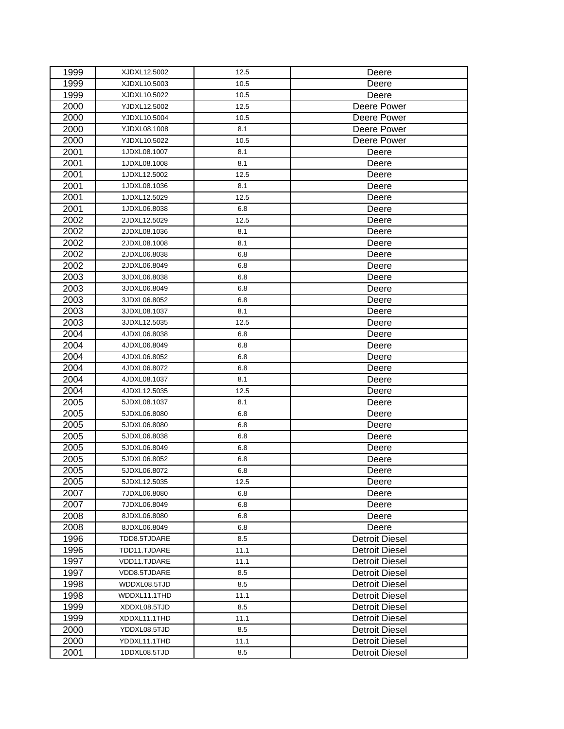| 1999 | XJDXL12.5002 | 12.5 | Deere |
|---|---|---|---|
| 1999 | XJDXL10.5003 | 10.5 | Deere |
| 1999 | XJDXL10.5022 | 10.5 | Deere |
| 2000 | YJDXL12.5002 | 12.5 | Deere Power |
| 2000 | YJDXL10.5004 | 10.5 | Deere Power |
| 2000 | YJDXL08.1008 | 8.1 | Deere Power |
| 2000 | YJDXL10.5022 | 10.5 | Deere Power |
| 2001 | 1JDXL08.1007 | 8.1 | Deere |
| 2001 | 1JDXL08.1008 | 8.1 | Deere |
| 2001 | 1JDXL12.5002 | 12.5 | Deere |
| 2001 | 1JDXL08.1036 | 8.1 | Deere |
| 2001 | 1JDXL12.5029 | 12.5 | Deere |
| 2001 | 1JDXL06.8038 | 6.8 | Deere |
| 2002 | 2JDXL12.5029 | 12.5 | Deere |
| 2002 | 2JDXL08.1036 | 8.1 | Deere |
| 2002 | 2JDXL08.1008 | 8.1 | Deere |
| 2002 | 2JDXL06.8038 | 6.8 | Deere |
| 2002 | 2JDXL06.8049 | 6.8 | Deere |
| 2003 | 3JDXL06.8038 | 6.8 | Deere |
| 2003 | 3JDXL06.8049 | 6.8 | Deere |
| 2003 | 3JDXL06.8052 | 6.8 | Deere |
| 2003 | 3JDXL08.1037 | 8.1 | Deere |
| 2003 | 3JDXL12.5035 | 12.5 | Deere |
| 2004 | 4JDXL06.8038 | 6.8 | Deere |
| 2004 | 4JDXL06.8049 | 6.8 | Deere |
| 2004 | 4JDXL06.8052 | 6.8 | Deere |
| 2004 | 4JDXL06.8072 | 6.8 | Deere |
| 2004 | 4JDXL08.1037 | 8.1 | Deere |
| 2004 | 4JDXL12.5035 | 12.5 | Deere |
| 2005 | 5JDXL08.1037 | 8.1 | Deere |
| 2005 | 5JDXL06.8080 | 6.8 | Deere |
| 2005 | 5JDXL06.8080 | 6.8 | Deere |
| 2005 | 5JDXL06.8038 | 6.8 | Deere |
| 2005 | 5JDXL06.8049 | 6.8 | Deere |
| 2005 | 5JDXL06.8052 | 6.8 | Deere |
| 2005 | 5JDXL06.8072 | 6.8 | Deere |
| 2005 | 5JDXL12.5035 | 12.5 | Deere |
| 2007 | 7JDXL06.8080 | 6.8 | Deere |
| 2007 | 7JDXL06.8049 | 6.8 | Deere |
| 2008 | 8JDXL06.8080 | 6.8 | Deere |
| 2008 | 8JDXL06.8049 | 6.8 | Deere |
| 1996 | TDD8.5TJDARE | 8.5 | Detroit Diesel |
| 1996 | TDD11.TJDARE | 11.1 | Detroit Diesel |
| 1997 | VDD11.TJDARE | 11.1 | Detroit Diesel |
| 1997 | VDD8.5TJDARE | 8.5 | Detroit Diesel |
| 1998 | WDDXL08.5TJD | 8.5 | Detroit Diesel |
| 1998 | WDDXL11.1THD | 11.1 | Detroit Diesel |
| 1999 | XDDXL08.5TJD | 8.5 | Detroit Diesel |
| 1999 | XDDXL11.1THD | 11.1 | Detroit Diesel |
| 2000 | YDDXL08.5TJD | 8.5 | Detroit Diesel |
| 2000 | YDDXL11.1THD | 11.1 | Detroit Diesel |
| 2001 | 1DDXL08.5TJD | 8.5 | Detroit Diesel |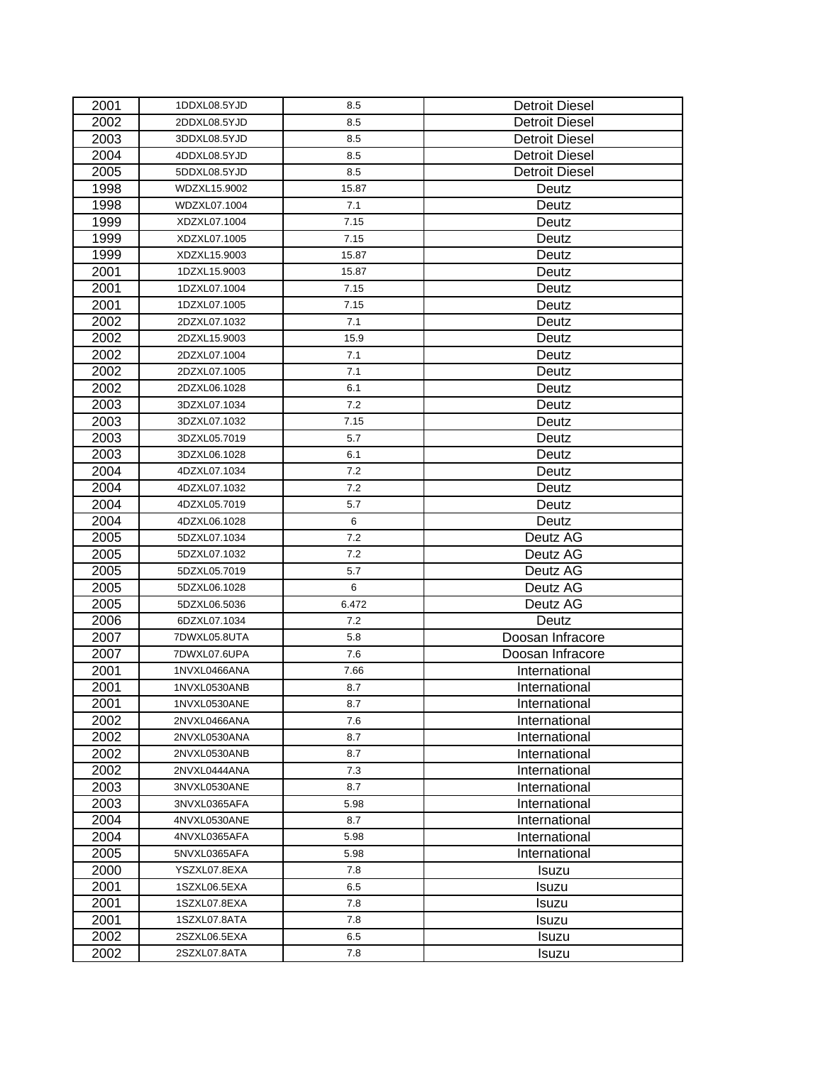| | | | |
|---|---|---|---|
| 2001 | 1DDXL08.5YJD | 8.5 | Detroit Diesel |
| 2002 | 2DDXL08.5YJD | 8.5 | Detroit Diesel |
| 2003 | 3DDXL08.5YJD | 8.5 | Detroit Diesel |
| 2004 | 4DDXL08.5YJD | 8.5 | Detroit Diesel |
| 2005 | 5DDXL08.5YJD | 8.5 | Detroit Diesel |
| 1998 | WDZXL15.9002 | 15.87 | Deutz |
| 1998 | WDZXL07.1004 | 7.1 | Deutz |
| 1999 | XDZXL07.1004 | 7.15 | Deutz |
| 1999 | XDZXL07.1005 | 7.15 | Deutz |
| 1999 | XDZXL15.9003 | 15.87 | Deutz |
| 2001 | 1DZXL15.9003 | 15.87 | Deutz |
| 2001 | 1DZXL07.1004 | 7.15 | Deutz |
| 2001 | 1DZXL07.1005 | 7.15 | Deutz |
| 2002 | 2DZXL07.1032 | 7.1 | Deutz |
| 2002 | 2DZXL15.9003 | 15.9 | Deutz |
| 2002 | 2DZXL07.1004 | 7.1 | Deutz |
| 2002 | 2DZXL07.1005 | 7.1 | Deutz |
| 2002 | 2DZXL06.1028 | 6.1 | Deutz |
| 2003 | 3DZXL07.1034 | 7.2 | Deutz |
| 2003 | 3DZXL07.1032 | 7.15 | Deutz |
| 2003 | 3DZXL05.7019 | 5.7 | Deutz |
| 2003 | 3DZXL06.1028 | 6.1 | Deutz |
| 2004 | 4DZXL07.1034 | 7.2 | Deutz |
| 2004 | 4DZXL07.1032 | 7.2 | Deutz |
| 2004 | 4DZXL05.7019 | 5.7 | Deutz |
| 2004 | 4DZXL06.1028 | 6 | Deutz |
| 2005 | 5DZXL07.1034 | 7.2 | Deutz AG |
| 2005 | 5DZXL07.1032 | 7.2 | Deutz AG |
| 2005 | 5DZXL05.7019 | 5.7 | Deutz AG |
| 2005 | 5DZXL06.1028 | 6 | Deutz AG |
| 2005 | 5DZXL06.5036 | 6.472 | Deutz AG |
| 2006 | 6DZXL07.1034 | 7.2 | Deutz |
| 2007 | 7DWXL05.8UTA | 5.8 | Doosan Infracore |
| 2007 | 7DWXL07.6UPA | 7.6 | Doosan Infracore |
| 2001 | 1NVXL0466ANA | 7.66 | International |
| 2001 | 1NVXL0530ANB | 8.7 | International |
| 2001 | 1NVXL0530ANE | 8.7 | International |
| 2002 | 2NVXL0466ANA | 7.6 | International |
| 2002 | 2NVXL0530ANA | 8.7 | International |
| 2002 | 2NVXL0530ANB | 8.7 | International |
| 2002 | 2NVXL0444ANA | 7.3 | International |
| 2003 | 3NVXL0530ANE | 8.7 | International |
| 2003 | 3NVXL0365AFA | 5.98 | International |
| 2004 | 4NVXL0530ANE | 8.7 | International |
| 2004 | 4NVXL0365AFA | 5.98 | International |
| 2005 | 5NVXL0365AFA | 5.98 | International |
| 2000 | YSZXL07.8EXA | 7.8 | Isuzu |
| 2001 | 1SZXL06.5EXA | 6.5 | Isuzu |
| 2001 | 1SZXL07.8EXA | 7.8 | Isuzu |
| 2001 | 1SZXL07.8ATA | 7.8 | Isuzu |
| 2002 | 2SZXL06.5EXA | 6.5 | Isuzu |
| 2002 | 2SZXL07.8ATA | 7.8 | Isuzu |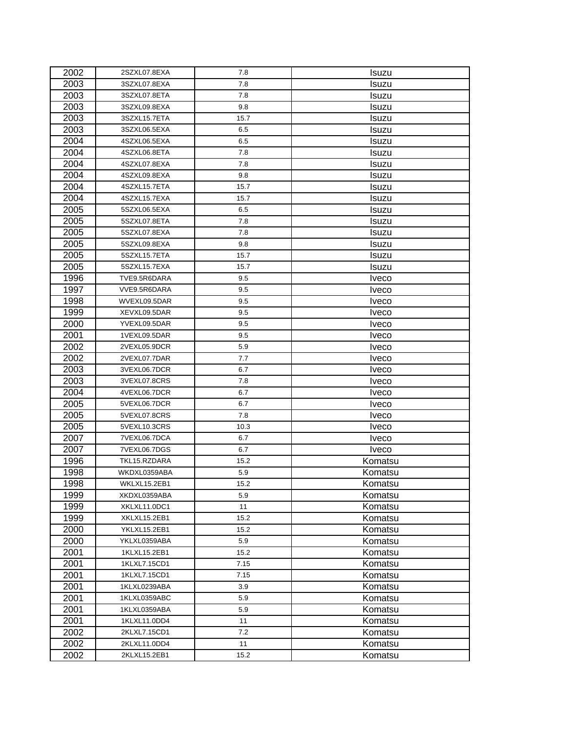| | | | |
|---|---|---|---|
| 2002 | 2SZXL07.8EXA | 7.8 | Isuzu |
| 2003 | 3SZXL07.8EXA | 7.8 | Isuzu |
| 2003 | 3SZXL07.8ETA | 7.8 | Isuzu |
| 2003 | 3SZXL09.8EXA | 9.8 | Isuzu |
| 2003 | 3SZXL15.7ETA | 15.7 | Isuzu |
| 2003 | 3SZXL06.5EXA | 6.5 | Isuzu |
| 2004 | 4SZXL06.5EXA | 6.5 | Isuzu |
| 2004 | 4SZXL06.8ETA | 7.8 | Isuzu |
| 2004 | 4SZXL07.8EXA | 7.8 | Isuzu |
| 2004 | 4SZXL09.8EXA | 9.8 | Isuzu |
| 2004 | 4SZXL15.7ETA | 15.7 | Isuzu |
| 2004 | 4SZXL15.7EXA | 15.7 | Isuzu |
| 2005 | 5SZXL06.5EXA | 6.5 | Isuzu |
| 2005 | 5SZXL07.8ETA | 7.8 | Isuzu |
| 2005 | 5SZXL07.8EXA | 7.8 | Isuzu |
| 2005 | 5SZXL09.8EXA | 9.8 | Isuzu |
| 2005 | 5SZXL15.7ETA | 15.7 | Isuzu |
| 2005 | 5SZXL15.7EXA | 15.7 | Isuzu |
| 1996 | TVE9.5R6DARA | 9.5 | Iveco |
| 1997 | VVE9.5R6DARA | 9.5 | Iveco |
| 1998 | WVEXL09.5DAR | 9.5 | Iveco |
| 1999 | XEVXL09.5DAR | 9.5 | Iveco |
| 2000 | YVEXL09.5DAR | 9.5 | Iveco |
| 2001 | 1VEXL09.5DAR | 9.5 | Iveco |
| 2002 | 2VEXL05.9DCR | 5.9 | Iveco |
| 2002 | 2VEXL07.7DAR | 7.7 | Iveco |
| 2003 | 3VEXL06.7DCR | 6.7 | Iveco |
| 2003 | 3VEXL07.8CRS | 7.8 | Iveco |
| 2004 | 4VEXL06.7DCR | 6.7 | Iveco |
| 2005 | 5VEXL06.7DCR | 6.7 | Iveco |
| 2005 | 5VEXL07.8CRS | 7.8 | Iveco |
| 2005 | 5VEXL10.3CRS | 10.3 | Iveco |
| 2007 | 7VEXL06.7DCA | 6.7 | Iveco |
| 2007 | 7VEXL06.7DGS | 6.7 | Iveco |
| 1996 | TKL15.RZDARA | 15.2 | Komatsu |
| 1998 | WKDXL0359ABA | 5.9 | Komatsu |
| 1998 | WKLXL15.2EB1 | 15.2 | Komatsu |
| 1999 | XKDXL0359ABA | 5.9 | Komatsu |
| 1999 | XKLXL11.0DC1 | 11 | Komatsu |
| 1999 | XKLXL15.2EB1 | 15.2 | Komatsu |
| 2000 | YKLXL15.2EB1 | 15.2 | Komatsu |
| 2000 | YKLXL0359ABA | 5.9 | Komatsu |
| 2001 | 1KLXL15.2EB1 | 15.2 | Komatsu |
| 2001 | 1KLXL7.15CD1 | 7.15 | Komatsu |
| 2001 | 1KLXL7.15CD1 | 7.15 | Komatsu |
| 2001 | 1KLXL0239ABA | 3.9 | Komatsu |
| 2001 | 1KLXL0359ABC | 5.9 | Komatsu |
| 2001 | 1KLXL0359ABA | 5.9 | Komatsu |
| 2001 | 1KLXL11.0DD4 | 11 | Komatsu |
| 2002 | 2KLXL7.15CD1 | 7.2 | Komatsu |
| 2002 | 2KLXL11.0DD4 | 11 | Komatsu |
| 2002 | 2KLXL15.2EB1 | 15.2 | Komatsu |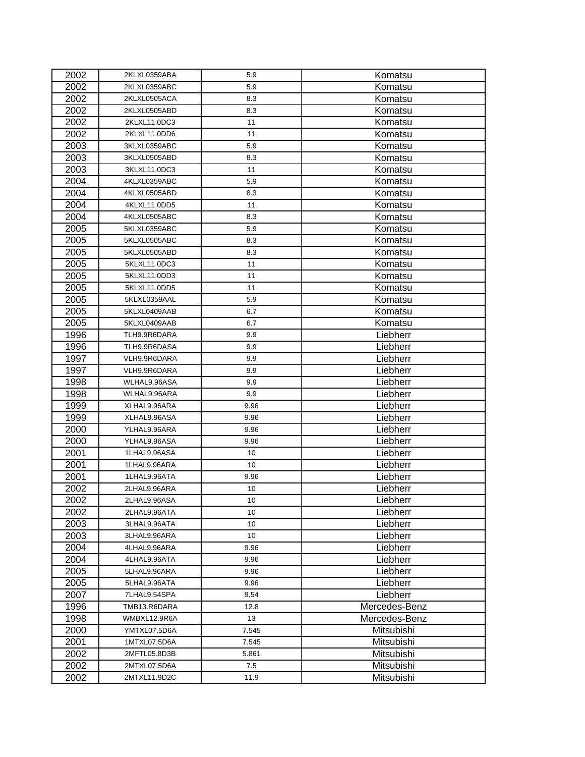| | | | |
|---|---|---|---|
| 2002 | 2KLXL0359ABA | 5.9 | Komatsu |
| 2002 | 2KLXL0359ABC | 5.9 | Komatsu |
| 2002 | 2KLXL0505ACA | 8.3 | Komatsu |
| 2002 | 2KLXL0505ABD | 8.3 | Komatsu |
| 2002 | 2KLXL11.0DC3 | 11 | Komatsu |
| 2002 | 2KLXL11.0DD6 | 11 | Komatsu |
| 2003 | 3KLXL0359ABC | 5.9 | Komatsu |
| 2003 | 3KLXL0505ABD | 8.3 | Komatsu |
| 2003 | 3KLXL11.0DC3 | 11 | Komatsu |
| 2004 | 4KLXL0359ABC | 5.9 | Komatsu |
| 2004 | 4KLXL0505ABD | 8.3 | Komatsu |
| 2004 | 4KLXL11.0DD5 | 11 | Komatsu |
| 2004 | 4KLXL0505ABC | 8.3 | Komatsu |
| 2005 | 5KLXL0359ABC | 5.9 | Komatsu |
| 2005 | 5KLXL0505ABC | 8.3 | Komatsu |
| 2005 | 5KLXL0505ABD | 8.3 | Komatsu |
| 2005 | 5KLXL11.0DC3 | 11 | Komatsu |
| 2005 | 5KLXL11.0DD3 | 11 | Komatsu |
| 2005 | 5KLXL11.0DD5 | 11 | Komatsu |
| 2005 | 5KLXL0359AAL | 5.9 | Komatsu |
| 2005 | 5KLXL0409AAB | 6.7 | Komatsu |
| 2005 | 5KLXL0409AAB | 6.7 | Komatsu |
| 1996 | TLH9.9R6DARA | 9.9 | Liebherr |
| 1996 | TLH9.9R6DASA | 9.9 | Liebherr |
| 1997 | VLH9.9R6DARA | 9.9 | Liebherr |
| 1997 | VLH9.9R6DARA | 9.9 | Liebherr |
| 1998 | WLHAL9.96ASA | 9.9 | Liebherr |
| 1998 | WLHAL9.96ARA | 9.9 | Liebherr |
| 1999 | XLHAL9.96ARA | 9.96 | Liebherr |
| 1999 | XLHAL9.96ASA | 9.96 | Liebherr |
| 2000 | YLHAL9.96ARA | 9.96 | Liebherr |
| 2000 | YLHAL9.96ASA | 9.96 | Liebherr |
| 2001 | 1LHAL9.96ASA | 10 | Liebherr |
| 2001 | 1LHAL9.96ARA | 10 | Liebherr |
| 2001 | 1LHAL9.96ATA | 9.96 | Liebherr |
| 2002 | 2LHAL9.96ARA | 10 | Liebherr |
| 2002 | 2LHAL9.96ASA | 10 | Liebherr |
| 2002 | 2LHAL9.96ATA | 10 | Liebherr |
| 2003 | 3LHAL9.96ATA | 10 | Liebherr |
| 2003 | 3LHAL9.96ARA | 10 | Liebherr |
| 2004 | 4LHAL9.96ARA | 9.96 | Liebherr |
| 2004 | 4LHAL9.96ATA | 9.96 | Liebherr |
| 2005 | 5LHAL9.96ARA | 9.96 | Liebherr |
| 2005 | 5LHAL9.96ATA | 9.96 | Liebherr |
| 2007 | 7LHAL9.54SPA | 9.54 | Liebherr |
| 1996 | TMB13.R6DARA | 12.8 | Mercedes-Benz |
| 1998 | WMBXL12.9R6A | 13 | Mercedes-Benz |
| 2000 | YMTXL07.5D6A | 7.545 | Mitsubishi |
| 2001 | 1MTXL07.5D6A | 7.545 | Mitsubishi |
| 2002 | 2MFTL05.8D3B | 5.861 | Mitsubishi |
| 2002 | 2MTXL07.5D6A | 7.5 | Mitsubishi |
| 2002 | 2MTXL11.9D2C | 11.9 | Mitsubishi |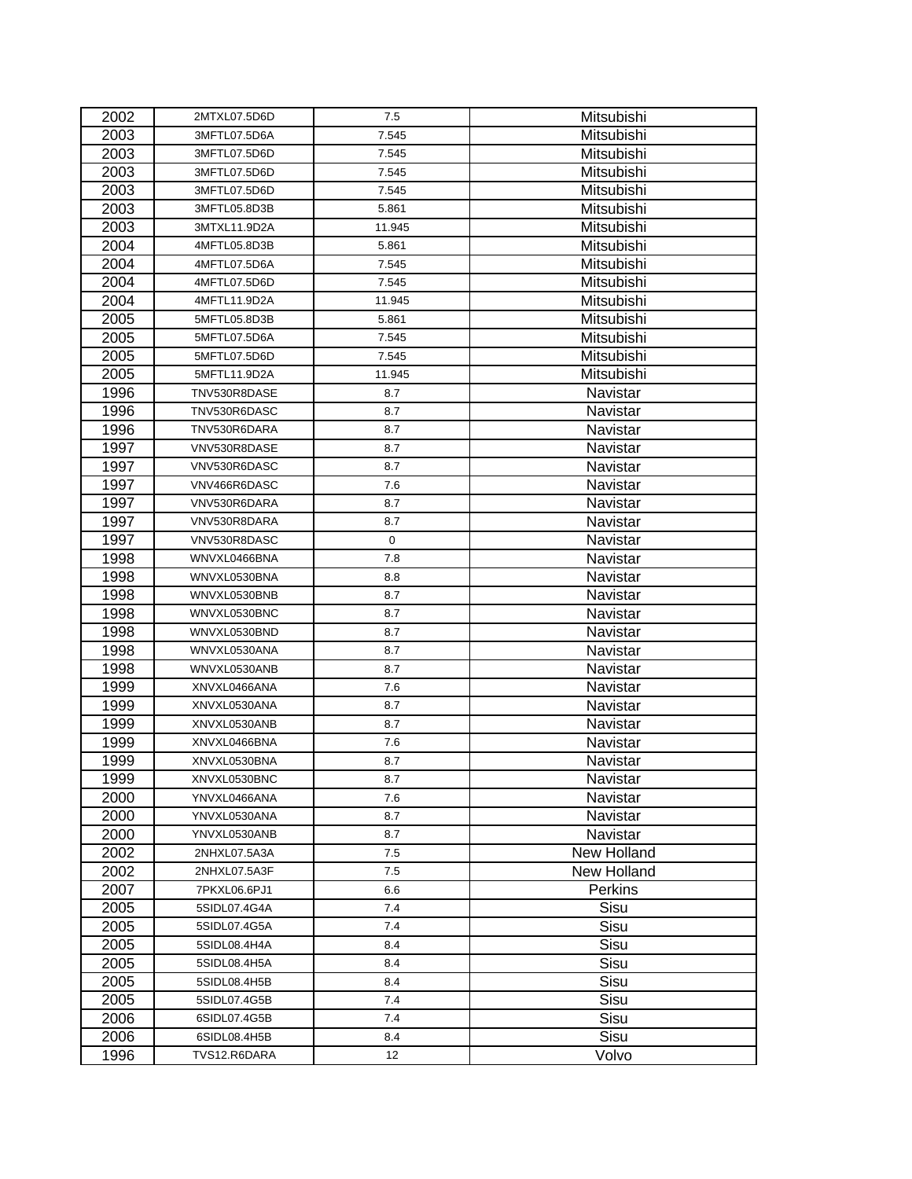| | | | |
|---|---|---|---|
| 2002 | 2MTXL07.5D6D | 7.5 | Mitsubishi |
| 2003 | 3MFTL07.5D6A | 7.545 | Mitsubishi |
| 2003 | 3MFTL07.5D6D | 7.545 | Mitsubishi |
| 2003 | 3MFTL07.5D6D | 7.545 | Mitsubishi |
| 2003 | 3MFTL07.5D6D | 7.545 | Mitsubishi |
| 2003 | 3MFTL05.8D3B | 5.861 | Mitsubishi |
| 2003 | 3MTXL11.9D2A | 11.945 | Mitsubishi |
| 2004 | 4MFTL05.8D3B | 5.861 | Mitsubishi |
| 2004 | 4MFTL07.5D6A | 7.545 | Mitsubishi |
| 2004 | 4MFTL07.5D6D | 7.545 | Mitsubishi |
| 2004 | 4MFTL11.9D2A | 11.945 | Mitsubishi |
| 2005 | 5MFTL05.8D3B | 5.861 | Mitsubishi |
| 2005 | 5MFTL07.5D6A | 7.545 | Mitsubishi |
| 2005 | 5MFTL07.5D6D | 7.545 | Mitsubishi |
| 2005 | 5MFTL11.9D2A | 11.945 | Mitsubishi |
| 1996 | TNV530R8DASE | 8.7 | Navistar |
| 1996 | TNV530R6DASC | 8.7 | Navistar |
| 1996 | TNV530R6DARA | 8.7 | Navistar |
| 1997 | VNV530R8DASE | 8.7 | Navistar |
| 1997 | VNV530R6DASC | 8.7 | Navistar |
| 1997 | VNV466R6DASC | 7.6 | Navistar |
| 1997 | VNV530R6DARA | 8.7 | Navistar |
| 1997 | VNV530R8DARA | 8.7 | Navistar |
| 1997 | VNV530R8DASC | 0 | Navistar |
| 1998 | WNVXL0466BNA | 7.8 | Navistar |
| 1998 | WNVXL0530BNA | 8.8 | Navistar |
| 1998 | WNVXL0530BNB | 8.7 | Navistar |
| 1998 | WNVXL0530BNC | 8.7 | Navistar |
| 1998 | WNVXL0530BND | 8.7 | Navistar |
| 1998 | WNVXL0530ANA | 8.7 | Navistar |
| 1998 | WNVXL0530ANB | 8.7 | Navistar |
| 1999 | XNVXL0466ANA | 7.6 | Navistar |
| 1999 | XNVXL0530ANA | 8.7 | Navistar |
| 1999 | XNVXL0530ANB | 8.7 | Navistar |
| 1999 | XNVXL0466BNA | 7.6 | Navistar |
| 1999 | XNVXL0530BNA | 8.7 | Navistar |
| 1999 | XNVXL0530BNC | 8.7 | Navistar |
| 2000 | YNVXL0466ANA | 7.6 | Navistar |
| 2000 | YNVXL0530ANA | 8.7 | Navistar |
| 2000 | YNVXL0530ANB | 8.7 | Navistar |
| 2002 | 2NHXL07.5A3A | 7.5 | New Holland |
| 2002 | 2NHXL07.5A3F | 7.5 | New Holland |
| 2007 | 7PKXL06.6PJ1 | 6.6 | Perkins |
| 2005 | 5SIDL07.4G4A | 7.4 | Sisu |
| 2005 | 5SIDL07.4G5A | 7.4 | Sisu |
| 2005 | 5SIDL08.4H4A | 8.4 | Sisu |
| 2005 | 5SIDL08.4H5A | 8.4 | Sisu |
| 2005 | 5SIDL08.4H5B | 8.4 | Sisu |
| 2005 | 5SIDL07.4G5B | 7.4 | Sisu |
| 2006 | 6SIDL07.4G5B | 7.4 | Sisu |
| 2006 | 6SIDL08.4H5B | 8.4 | Sisu |
| 1996 | TVS12.R6DARA | 12 | Volvo |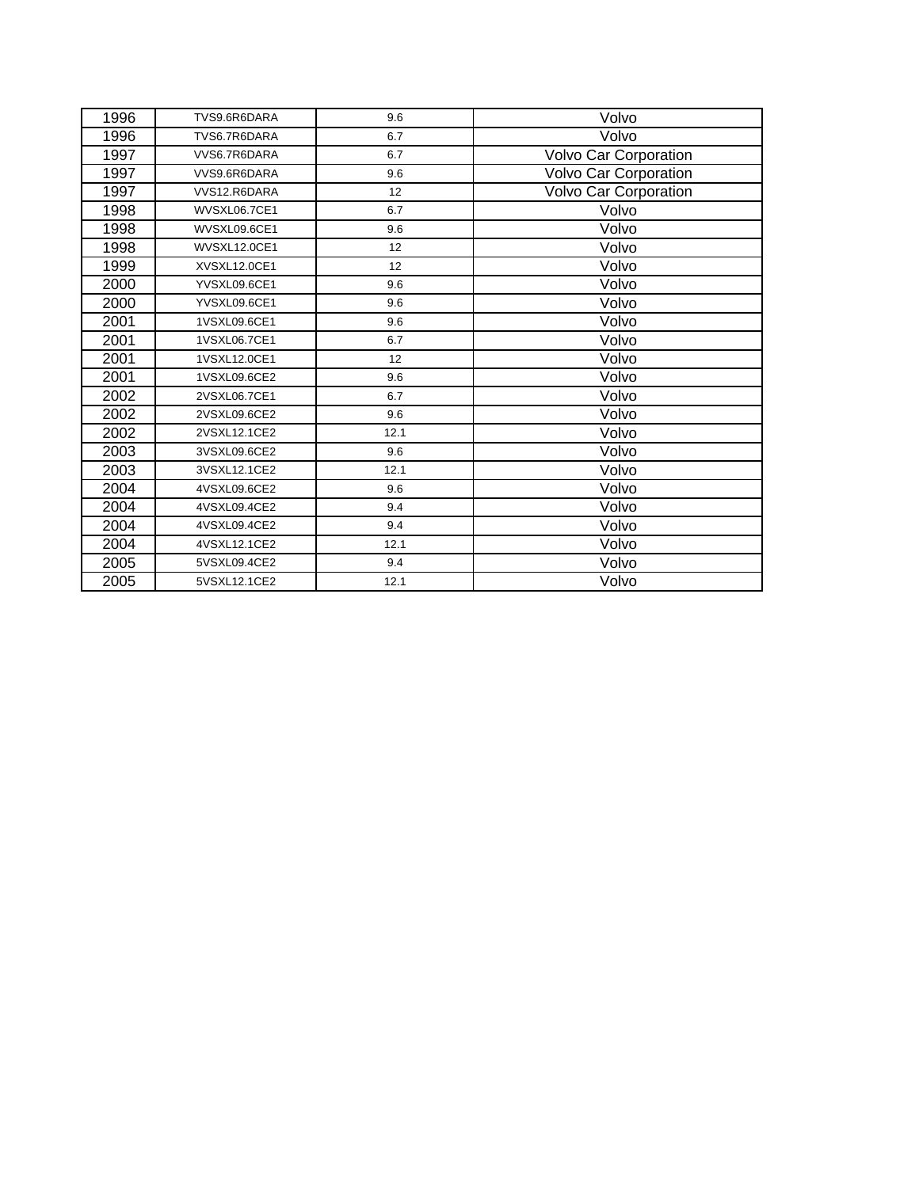| | | | |
|---|---|---|---|
| 1996 | TVS9.6R6DARA | 9.6 | Volvo |
| 1996 | TVS6.7R6DARA | 6.7 | Volvo |
| 1997 | VVS6.7R6DARA | 6.7 | Volvo Car Corporation |
| 1997 | VVS9.6R6DARA | 9.6 | Volvo Car Corporation |
| 1997 | VVS12.R6DARA | 12 | Volvo Car Corporation |
| 1998 | WVSXL06.7CE1 | 6.7 | Volvo |
| 1998 | WVSXL09.6CE1 | 9.6 | Volvo |
| 1998 | WVSXL12.0CE1 | 12 | Volvo |
| 1999 | XVSXL12.0CE1 | 12 | Volvo |
| 2000 | YVSXL09.6CE1 | 9.6 | Volvo |
| 2000 | YVSXL09.6CE1 | 9.6 | Volvo |
| 2001 | 1VSXL09.6CE1 | 9.6 | Volvo |
| 2001 | 1VSXL06.7CE1 | 6.7 | Volvo |
| 2001 | 1VSXL12.0CE1 | 12 | Volvo |
| 2001 | 1VSXL09.6CE2 | 9.6 | Volvo |
| 2002 | 2VSXL06.7CE1 | 6.7 | Volvo |
| 2002 | 2VSXL09.6CE2 | 9.6 | Volvo |
| 2002 | 2VSXL12.1CE2 | 12.1 | Volvo |
| 2003 | 3VSXL09.6CE2 | 9.6 | Volvo |
| 2003 | 3VSXL12.1CE2 | 12.1 | Volvo |
| 2004 | 4VSXL09.6CE2 | 9.6 | Volvo |
| 2004 | 4VSXL09.4CE2 | 9.4 | Volvo |
| 2004 | 4VSXL09.4CE2 | 9.4 | Volvo |
| 2004 | 4VSXL12.1CE2 | 12.1 | Volvo |
| 2005 | 5VSXL09.4CE2 | 9.4 | Volvo |
| 2005 | 5VSXL12.1CE2 | 12.1 | Volvo |